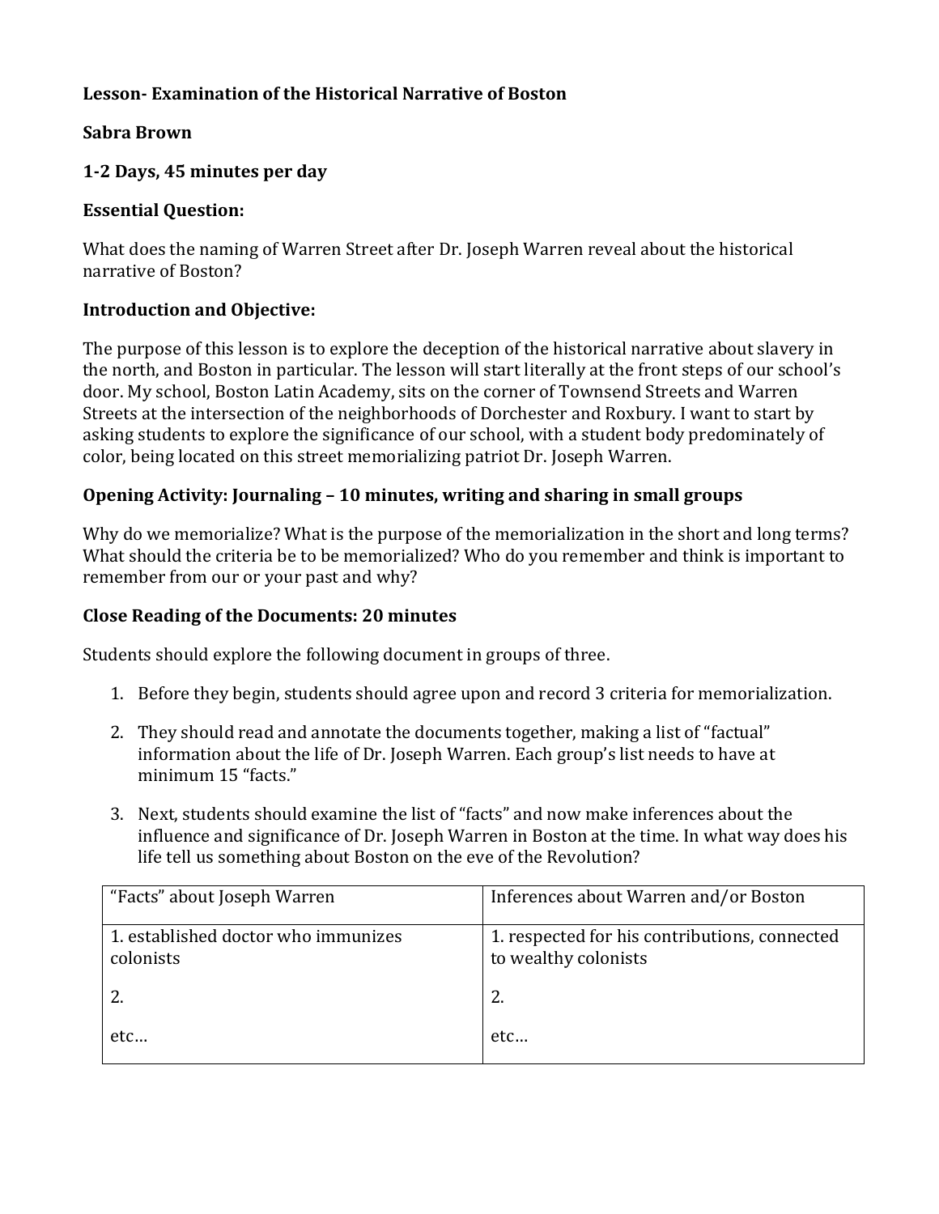**Lesson- Examination of the Historical Narrative of Boston**

**Sabra Brown**

**1-2 Days, 45 minutes per day**

**Essential Question:**

What does the naming of Warren Street after Dr. Joseph Warren reveal about the historical narrative of Boston?

**Introduction and Objective:**

The purpose of this lesson is to explore the deception of the historical narrative about slavery in the north, and Boston in particular. The lesson will start literally at the front steps of our school's door. My school, Boston Latin Academy, sits on the corner of Townsend Streets and Warren Streets at the intersection of the neighborhoods of Dorchester and Roxbury. I want to start by asking students to explore the significance of our school, with a student body predominately of color, being located on this street memorializing patriot Dr. Joseph Warren.

**Opening Activity: Journaling – 10 minutes, writing and sharing in small groups**

Why do we memorialize? What is the purpose of the memorialization in the short and long terms? What should the criteria be to be memorialized? Who do you remember and think is important to remember from our or your past and why?

**Close Reading of the Documents: 20 minutes**

Students should explore the following document in groups of three.

1. Before they begin, students should agree upon and record 3 criteria for memorialization.
2. They should read and annotate the documents together, making a list of "factual" information about the life of Dr. Joseph Warren. Each group's list needs to have at minimum 15 "facts."
3. Next, students should examine the list of "facts" and now make inferences about the influence and significance of Dr. Joseph Warren in Boston at the time. In what way does his life tell us something about Boston on the eve of the Revolution?

| "Facts" about Joseph Warren | Inferences about Warren and/or Boston |
|---|---|
| 1. established doctor who immunizes colonists | 1. respected for his contributions, connected to wealthy colonists |
| 2. | 2. |
| etc… | etc… |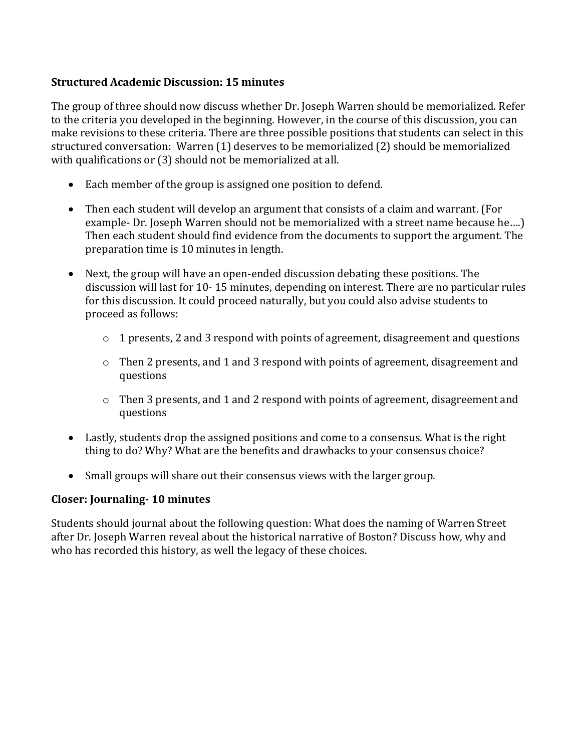**Structured Academic Discussion: 15 minutes**

The group of three should now discuss whether Dr. Joseph Warren should be memorialized. Refer to the criteria you developed in the beginning. However, in the course of this discussion, you can make revisions to these criteria. There are three possible positions that students can select in this structured conversation: Warren (1) deserves to be memorialized (2) should be memorialized with qualifications or (3) should not be memorialized at all.

- Each member of the group is assigned one position to defend.
- Then each student will develop an argument that consists of a claim and warrant. (For example- Dr. Joseph Warren should not be memorialized with a street name because he….) Then each student should find evidence from the documents to support the argument. The preparation time is 10 minutes in length.
- Next, the group will have an open-ended discussion debating these positions. The discussion will last for 10- 15 minutes, depending on interest. There are no particular rules for this discussion. It could proceed naturally, but you could also advise students to proceed as follows:
  - 1 presents, 2 and 3 respond with points of agreement, disagreement and questions
  - Then 2 presents, and 1 and 3 respond with points of agreement, disagreement and questions
  - Then 3 presents, and 1 and 2 respond with points of agreement, disagreement and questions
- Lastly, students drop the assigned positions and come to a consensus. What is the right thing to do? Why? What are the benefits and drawbacks to your consensus choice?
- Small groups will share out their consensus views with the larger group.

**Closer: Journaling- 10 minutes**

Students should journal about the following question: What does the naming of Warren Street after Dr. Joseph Warren reveal about the historical narrative of Boston? Discuss how, why and who has recorded this history, as well the legacy of these choices.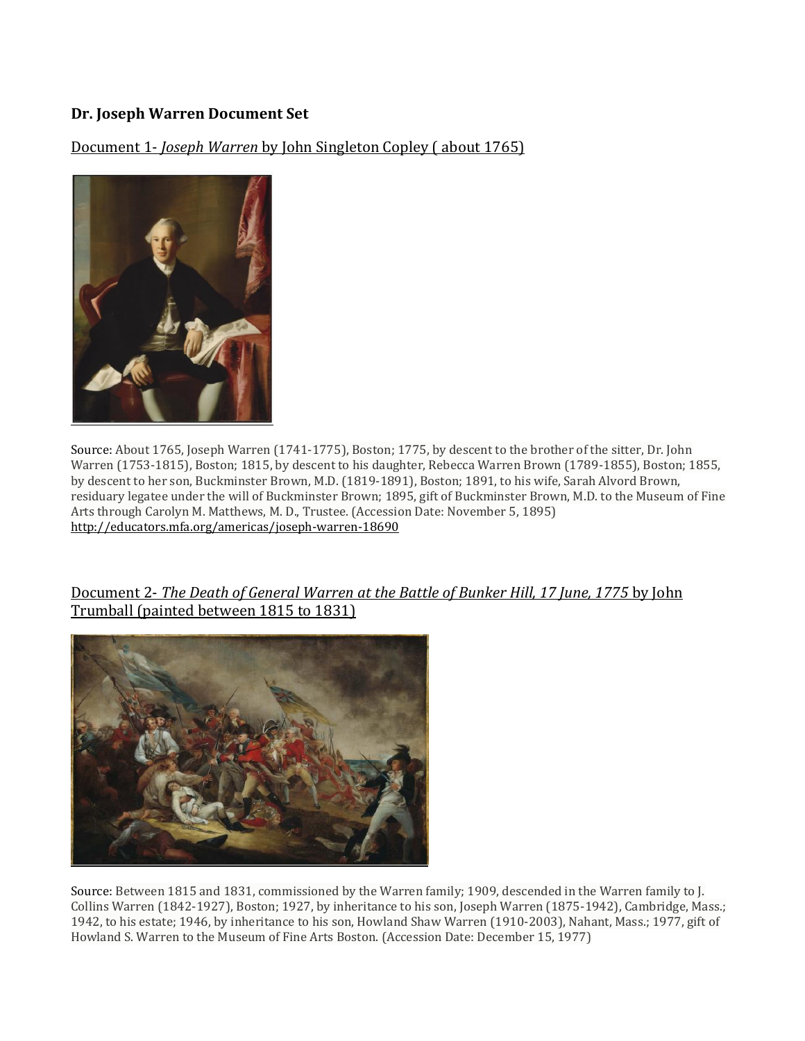**Dr. Joseph Warren Document Set**

Document 1- *Joseph Warren* by John Singleton Copley ( about 1765)

Source: About 1765, Joseph Warren (1741-1775), Boston; 1775, by descent to the brother of the sitter, Dr. John Warren (1753-1815), Boston; 1815, by descent to his daughter, Rebecca Warren Brown (1789-1855), Boston; 1855, by descent to her son, Buckminster Brown, M.D. (1819-1891), Boston; 1891, to his wife, Sarah Alvord Brown, residuary legatee under the will of Buckminster Brown; 1895, gift of Buckminster Brown, M.D. to the Museum of Fine Arts through Carolyn M. Matthews, M. D., Trustee. (Accession Date: November 5, 1895)
http://educators.mfa.org/americas/joseph-warren-18690

Document 2- *The Death of General Warren at the Battle of Bunker Hill, 17 June, 1775* by John Trumball (painted between 1815 to 1831)

Source: Between 1815 and 1831, commissioned by the Warren family; 1909, descended in the Warren family to J. Collins Warren (1842-1927), Boston; 1927, by inheritance to his son, Joseph Warren (1875-1942), Cambridge, Mass.; 1942, to his estate; 1946, by inheritance to his son, Howland Shaw Warren (1910-2003), Nahant, Mass.; 1977, gift of Howland S. Warren to the Museum of Fine Arts Boston. (Accession Date: December 15, 1977)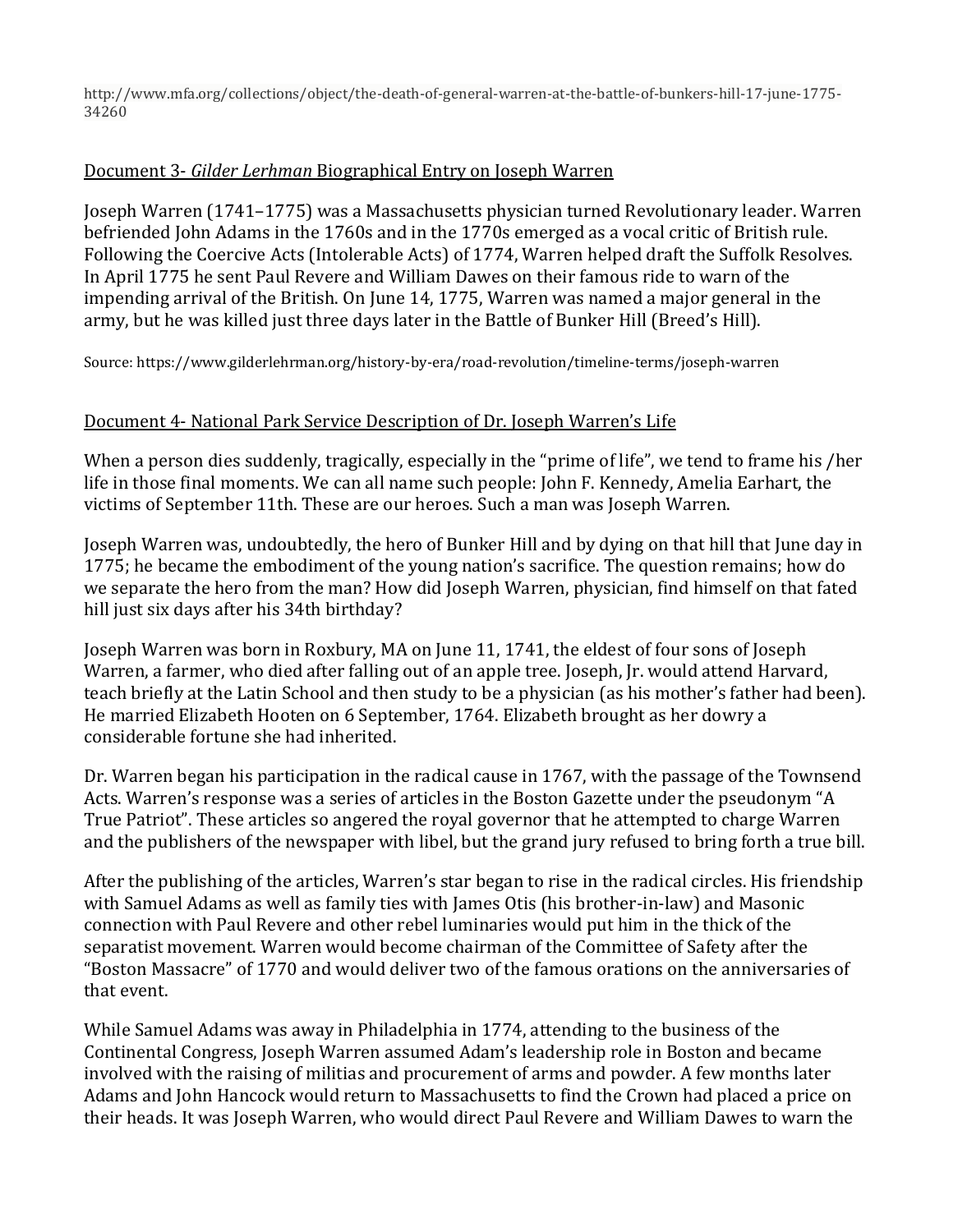http://www.mfa.org/collections/object/the-death-of-general-warren-at-the-battle-of-bunkers-hill-17-june-1775-34260

## Document 3- *Gilder Lerhman* Biographical Entry on Joseph Warren

Joseph Warren (1741–1775) was a Massachusetts physician turned Revolutionary leader. Warren befriended John Adams in the 1760s and in the 1770s emerged as a vocal critic of British rule. Following the Coercive Acts (Intolerable Acts) of 1774, Warren helped draft the Suffolk Resolves. In April 1775 he sent Paul Revere and William Dawes on their famous ride to warn of the impending arrival of the British. On June 14, 1775, Warren was named a major general in the army, but he was killed just three days later in the Battle of Bunker Hill (Breed's Hill).

Source: https://www.gilderlehrman.org/history-by-era/road-revolution/timeline-terms/joseph-warren

## Document 4- National Park Service Description of Dr. Joseph Warren's Life

When a person dies suddenly, tragically, especially in the "prime of life", we tend to frame his /her life in those final moments. We can all name such people: John F. Kennedy, Amelia Earhart, the victims of September 11th. These are our heroes. Such a man was Joseph Warren.

Joseph Warren was, undoubtedly, the hero of Bunker Hill and by dying on that hill that June day in 1775; he became the embodiment of the young nation's sacrifice. The question remains; how do we separate the hero from the man? How did Joseph Warren, physician, find himself on that fated hill just six days after his 34th birthday?

Joseph Warren was born in Roxbury, MA on June 11, 1741, the eldest of four sons of Joseph Warren, a farmer, who died after falling out of an apple tree. Joseph, Jr. would attend Harvard, teach briefly at the Latin School and then study to be a physician (as his mother's father had been). He married Elizabeth Hooten on 6 September, 1764. Elizabeth brought as her dowry a considerable fortune she had inherited.

Dr. Warren began his participation in the radical cause in 1767, with the passage of the Townsend Acts. Warren's response was a series of articles in the Boston Gazette under the pseudonym "A True Patriot". These articles so angered the royal governor that he attempted to charge Warren and the publishers of the newspaper with libel, but the grand jury refused to bring forth a true bill.

After the publishing of the articles, Warren's star began to rise in the radical circles. His friendship with Samuel Adams as well as family ties with James Otis (his brother-in-law) and Masonic connection with Paul Revere and other rebel luminaries would put him in the thick of the separatist movement. Warren would become chairman of the Committee of Safety after the "Boston Massacre" of 1770 and would deliver two of the famous orations on the anniversaries of that event.

While Samuel Adams was away in Philadelphia in 1774, attending to the business of the Continental Congress, Joseph Warren assumed Adam's leadership role in Boston and became involved with the raising of militias and procurement of arms and powder. A few months later Adams and John Hancock would return to Massachusetts to find the Crown had placed a price on their heads. It was Joseph Warren, who would direct Paul Revere and William Dawes to warn the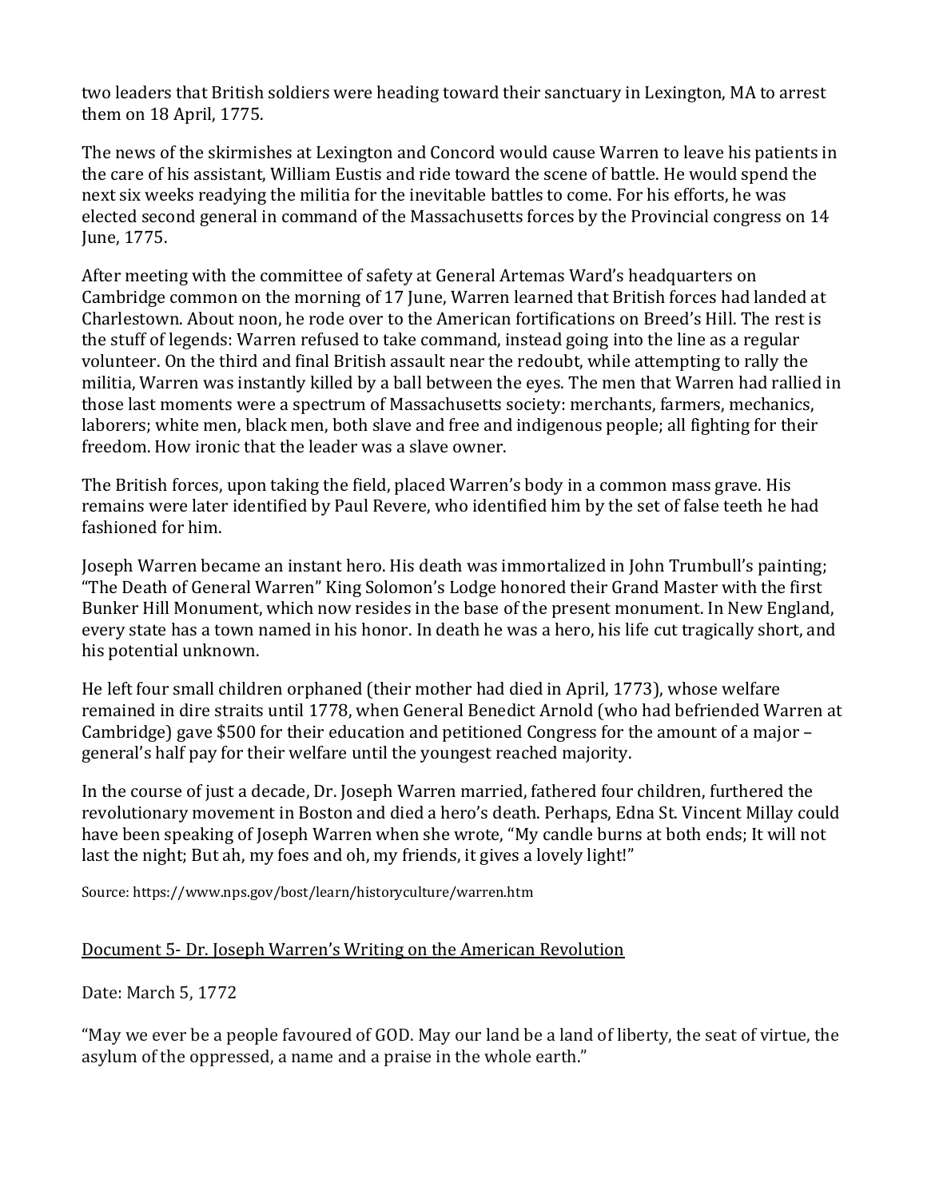two leaders that British soldiers were heading toward their sanctuary in Lexington, MA to arrest them on 18 April, 1775.

The news of the skirmishes at Lexington and Concord would cause Warren to leave his patients in the care of his assistant, William Eustis and ride toward the scene of battle. He would spend the next six weeks readying the militia for the inevitable battles to come. For his efforts, he was elected second general in command of the Massachusetts forces by the Provincial congress on 14 June, 1775.

After meeting with the committee of safety at General Artemas Ward's headquarters on Cambridge common on the morning of 17 June, Warren learned that British forces had landed at Charlestown. About noon, he rode over to the American fortifications on Breed's Hill. The rest is the stuff of legends: Warren refused to take command, instead going into the line as a regular volunteer. On the third and final British assault near the redoubt, while attempting to rally the militia, Warren was instantly killed by a ball between the eyes. The men that Warren had rallied in those last moments were a spectrum of Massachusetts society: merchants, farmers, mechanics, laborers; white men, black men, both slave and free and indigenous people; all fighting for their freedom. How ironic that the leader was a slave owner.

The British forces, upon taking the field, placed Warren's body in a common mass grave. His remains were later identified by Paul Revere, who identified him by the set of false teeth he had fashioned for him.

Joseph Warren became an instant hero. His death was immortalized in John Trumbull's painting; "The Death of General Warren" King Solomon's Lodge honored their Grand Master with the first Bunker Hill Monument, which now resides in the base of the present monument. In New England, every state has a town named in his honor. In death he was a hero, his life cut tragically short, and his potential unknown.

He left four small children orphaned (their mother had died in April, 1773), whose welfare remained in dire straits until 1778, when General Benedict Arnold (who had befriended Warren at Cambridge) gave $500 for their education and petitioned Congress for the amount of a major – general's half pay for their welfare until the youngest reached majority.

In the course of just a decade, Dr. Joseph Warren married, fathered four children, furthered the revolutionary movement in Boston and died a hero's death. Perhaps, Edna St. Vincent Millay could have been speaking of Joseph Warren when she wrote, "My candle burns at both ends; It will not last the night; But ah, my foes and oh, my friends, it gives a lovely light!"

Source: https://www.nps.gov/bost/learn/historyculture/warren.htm

<u>Document 5- Dr. Joseph Warren's Writing on the American Revolution</u>

Date: March 5, 1772

"May we ever be a people favoured of GOD. May our land be a land of liberty, the seat of virtue, the asylum of the oppressed, a name and a praise in the whole earth."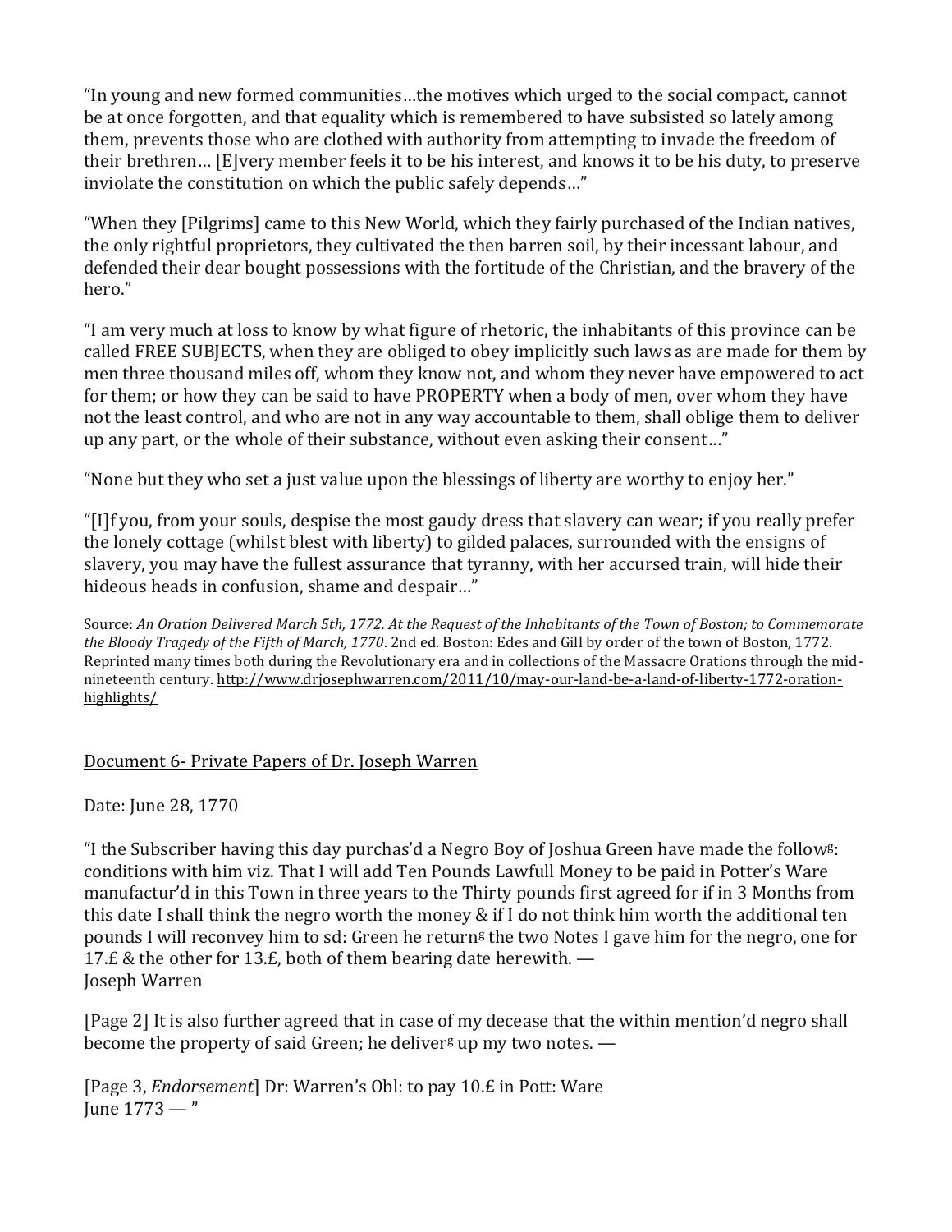"In young and new formed communities…the motives which urged to the social compact, cannot be at once forgotten, and that equality which is remembered to have subsisted so lately among them, prevents those who are clothed with authority from attempting to invade the freedom of their brethren… [E]very member feels it to be his interest, and knows it to be his duty, to preserve inviolate the constitution on which the public safely depends…"

"When they [Pilgrims] came to this New World, which they fairly purchased of the Indian natives, the only rightful proprietors, they cultivated the then barren soil, by their incessant labour, and defended their dear bought possessions with the fortitude of the Christian, and the bravery of the hero."

"I am very much at loss to know by what figure of rhetoric, the inhabitants of this province can be called FREE SUBJECTS, when they are obliged to obey implicitly such laws as are made for them by men three thousand miles off, whom they know not, and whom they never have empowered to act for them; or how they can be said to have PROPERTY when a body of men, over whom they have not the least control, and who are not in any way accountable to them, shall oblige them to deliver up any part, or the whole of their substance, without even asking their consent…"

"None but they who set a just value upon the blessings of liberty are worthy to enjoy her."

"[I]f you, from your souls, despise the most gaudy dress that slavery can wear; if you really prefer the lonely cottage (whilst blest with liberty) to gilded palaces, surrounded with the ensigns of slavery, you may have the fullest assurance that tyranny, with her accursed train, will hide their hideous heads in confusion, shame and despair…"

Source: *An Oration Delivered March 5th, 1772. At the Request of the Inhabitants of the Town of Boston; to Commemorate the Bloody Tragedy of the Fifth of March, 1770*. 2nd ed. Boston: Edes and Gill by order of the town of Boston, 1772. Reprinted many times both during the Revolutionary era and in collections of the Massacre Orations through the mid-nineteenth century. http://www.drjosephwarren.com/2011/10/may-our-land-be-a-land-of-liberty-1772-oration-highlights/

Document 6- Private Papers of Dr. Joseph Warren

Date: June 28, 1770

"I the Subscriber having this day purchas'd a Negro Boy of Joshua Green have made the follow[g]: conditions with him viz. That I will add Ten Pounds Lawfull Money to be paid in Potter's Ware manufactur'd in this Town in three years to the Thirty pounds first agreed for if in 3 Months from this date I shall think the negro worth the money & if I do not think him worth the additional ten pounds I will reconvey him to sd: Green he return[g] the two Notes I gave him for the negro, one for 17.£ & the other for 13.£, both of them bearing date herewith. —
Joseph Warren

[Page 2] It is also further agreed that in case of my decease that the within mention'd negro shall become the property of said Green; he deliver[g] up my two notes. —

[Page 3, *Endorsement*] Dr: Warren's Obl: to pay 10.£ in Pott: Ware
June 1773 — "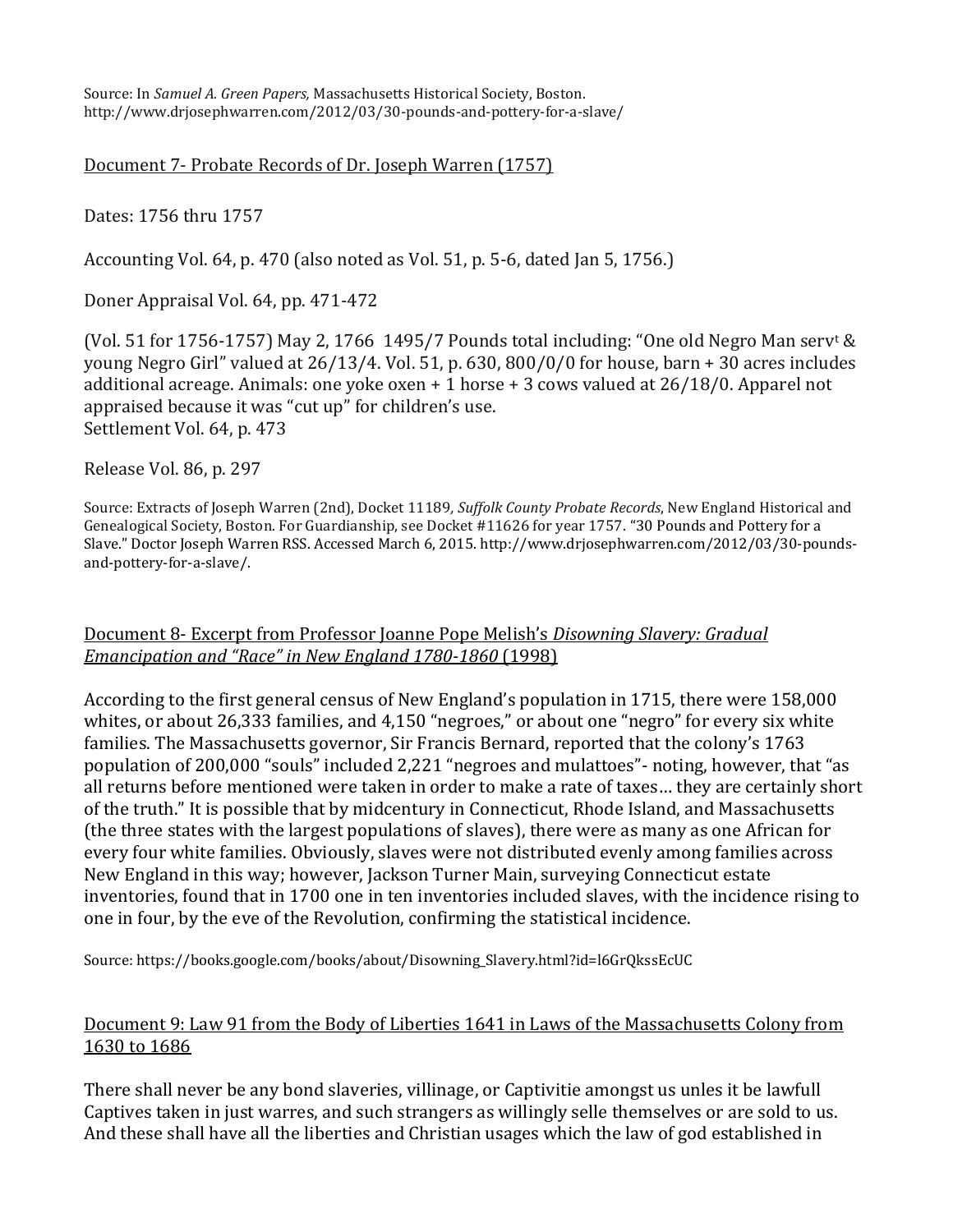Source: In *Samuel A. Green Papers,* Massachusetts Historical Society, Boston. http://www.drjosephwarren.com/2012/03/30-pounds-and-pottery-for-a-slave/

Document 7- Probate Records of Dr. Joseph Warren (1757)

Dates: 1756 thru 1757

Accounting Vol. 64, p. 470 (also noted as Vol. 51, p. 5-6, dated Jan 5, 1756.)

Doner Appraisal Vol. 64, pp. 471-472

(Vol. 51 for 1756-1757) May 2, 1766 1495/7 Pounds total including: "One old Negro Man serv[t] & young Negro Girl" valued at 26/13/4. Vol. 51, p. 630, 800/0/0 for house, barn + 30 acres includes additional acreage. Animals: one yoke oxen + 1 horse + 3 cows valued at 26/18/0. Apparel not appraised because it was "cut up" for children's use.
Settlement Vol. 64, p. 473

Release Vol. 86, p. 297

Source: Extracts of Joseph Warren (2nd), Docket 11189, *Suffolk County Probate Records*, New England Historical and Genealogical Society, Boston. For Guardianship, see Docket #11626 for year 1757. "30 Pounds and Pottery for a Slave." Doctor Joseph Warren RSS. Accessed March 6, 2015. http://www.drjosephwarren.com/2012/03/30-pounds-and-pottery-for-a-slave/.

Document 8- Excerpt from Professor Joanne Pope Melish's *Disowning Slavery: Gradual Emancipation and "Race" in New England 1780-1860* (1998)

According to the first general census of New England's population in 1715, there were 158,000 whites, or about 26,333 families, and 4,150 "negroes," or about one "negro" for every six white families. The Massachusetts governor, Sir Francis Bernard, reported that the colony's 1763 population of 200,000 "souls" included 2,221 "negroes and mulattoes"- noting, however, that "as all returns before mentioned were taken in order to make a rate of taxes… they are certainly short of the truth." It is possible that by midcentury in Connecticut, Rhode Island, and Massachusetts (the three states with the largest populations of slaves), there were as many as one African for every four white families. Obviously, slaves were not distributed evenly among families across New England in this way; however, Jackson Turner Main, surveying Connecticut estate inventories, found that in 1700 one in ten inventories included slaves, with the incidence rising to one in four, by the eve of the Revolution, confirming the statistical incidence.

Source: https://books.google.com/books/about/Disowning_Slavery.html?id=l6GrQkssEcUC

Document 9: Law 91 from the Body of Liberties 1641 in Laws of the Massachusetts Colony from 1630 to 1686

There shall never be any bond slaveries, villinage, or Captivitie amongst us unles it be lawfull Captives taken in just warres, and such strangers as willingly selle themselves or are sold to us. And these shall have all the liberties and Christian usages which the law of god established in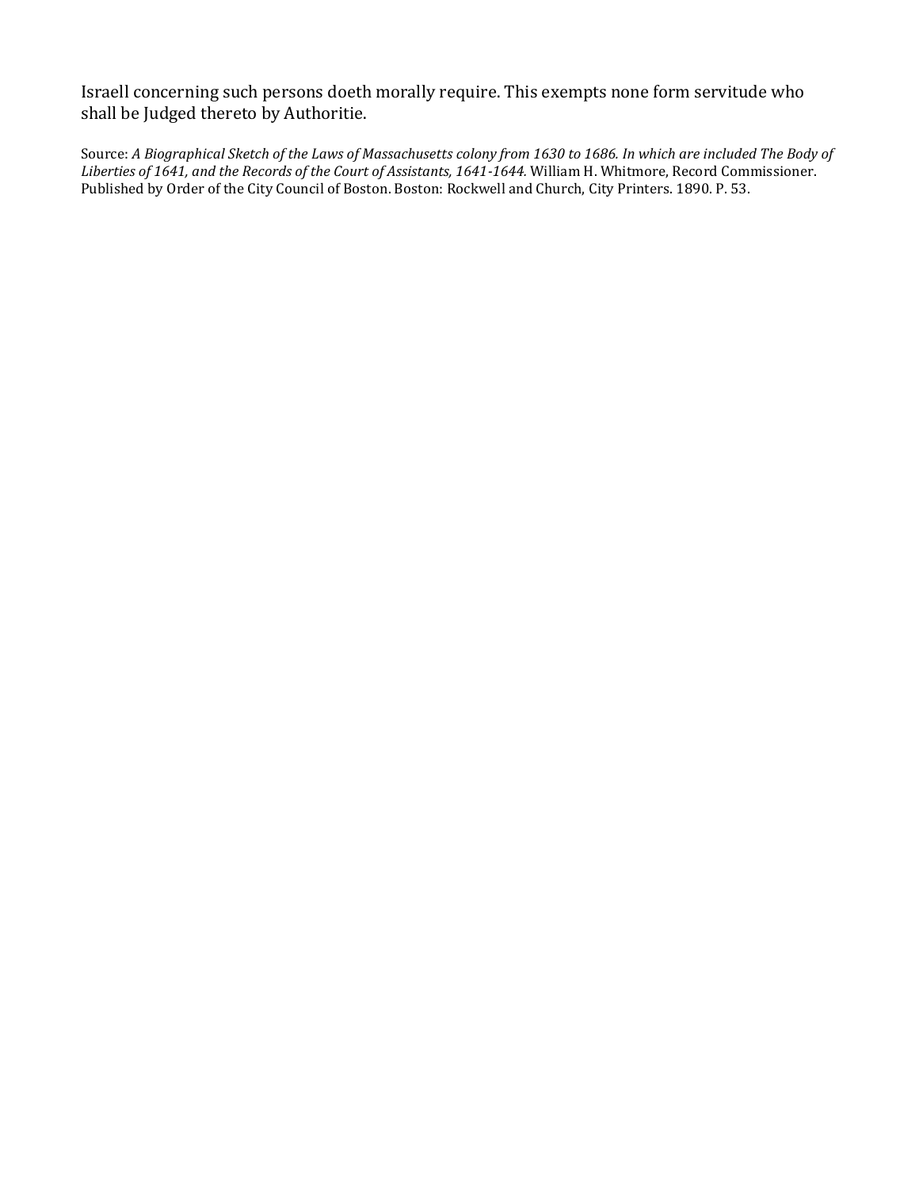Israell concerning such persons doeth morally require. This exempts none form servitude who shall be Judged thereto by Authoritie.

Source: *A Biographical Sketch of the Laws of Massachusetts colony from 1630 to 1686. In which are included The Body of Liberties of 1641, and the Records of the Court of Assistants, 1641-1644.* William H. Whitmore, Record Commissioner. Published by Order of the City Council of Boston. Boston: Rockwell and Church, City Printers. 1890. P. 53.